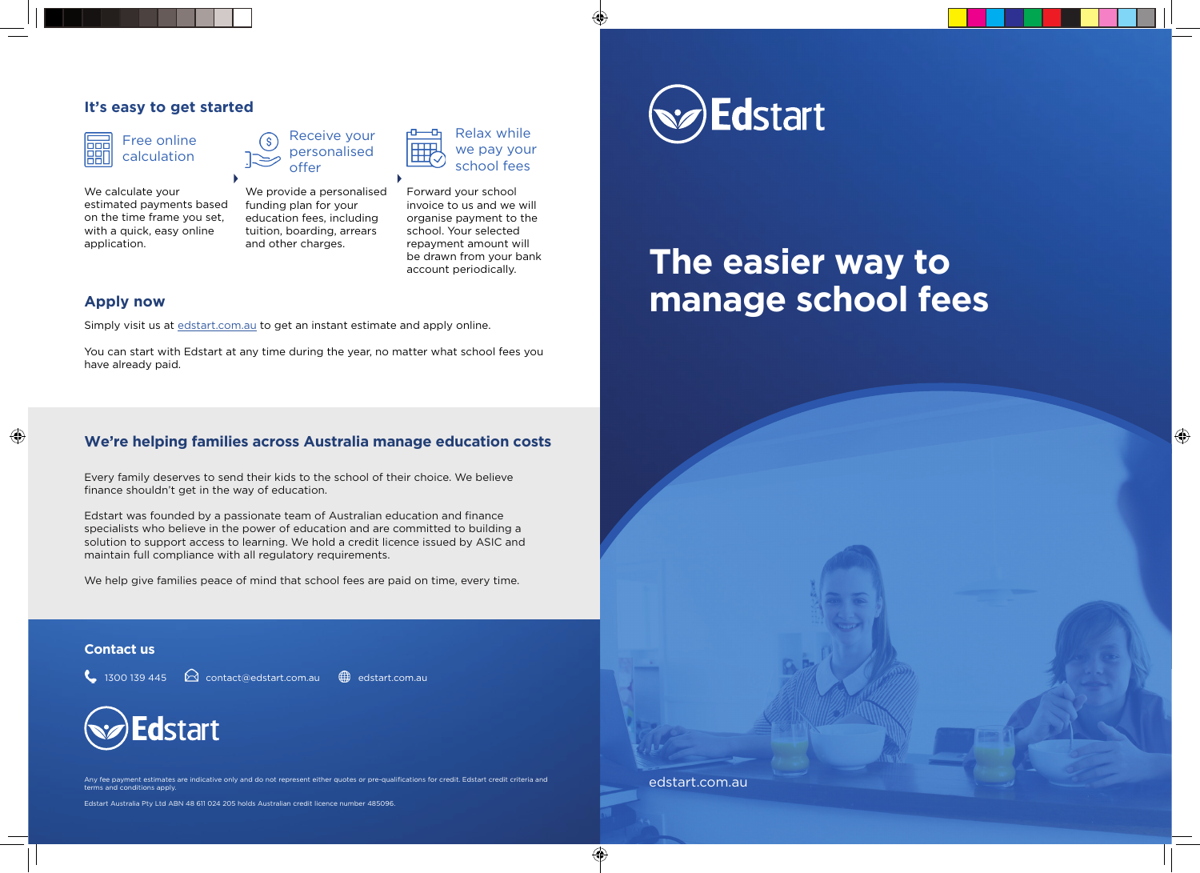## It's easy to get started

**Free online calculation**

We calculate your estimated payments based on the time frame you set, with a quick, easy online application.

**Receive your personalised offer**

We provide a personalised funding plan for your education fees, including tuition, boarding, arrears and other charges.

**Relax while we pay your school fees**

Forward your school invoice to us and we will organise payment to the school. Your selected repayment amount will be drawn from your bank account periodically.

## Apply now

Simply visit us at edstart.com.au to get an instant estimate and apply online.

You can start with Edstart at any time during the year, no matter what school fees you have already paid.

## We're helping families across Australia manage education costs

Every family deserves to send their kids to the school of their choice. We believe finance shouldn't get in the way of education.

Edstart was founded by a passionate team of Australian education and finance specialists who believe in the power of education and are committed to building a solution to support access to learning. We hold a credit licence issued by ASIC and maintain full compliance with all regulatory requirements.

We help give families peace of mind that school fees are paid on time, every time.

## Contact us

1300 139 445 contact@edstart.com.au edstart.com.au

Edstart

Any fee payment estimates are indicative only and do not represent either quotes or pre-qualifications for credit. Edstart credit criteria and terms and conditions apply.

Edstart Australia Pty Ltd ABN 48 611 024 205 holds Australian credit licence number 485096.

Edstart

# The easier way to manage school fees

edstart.com.au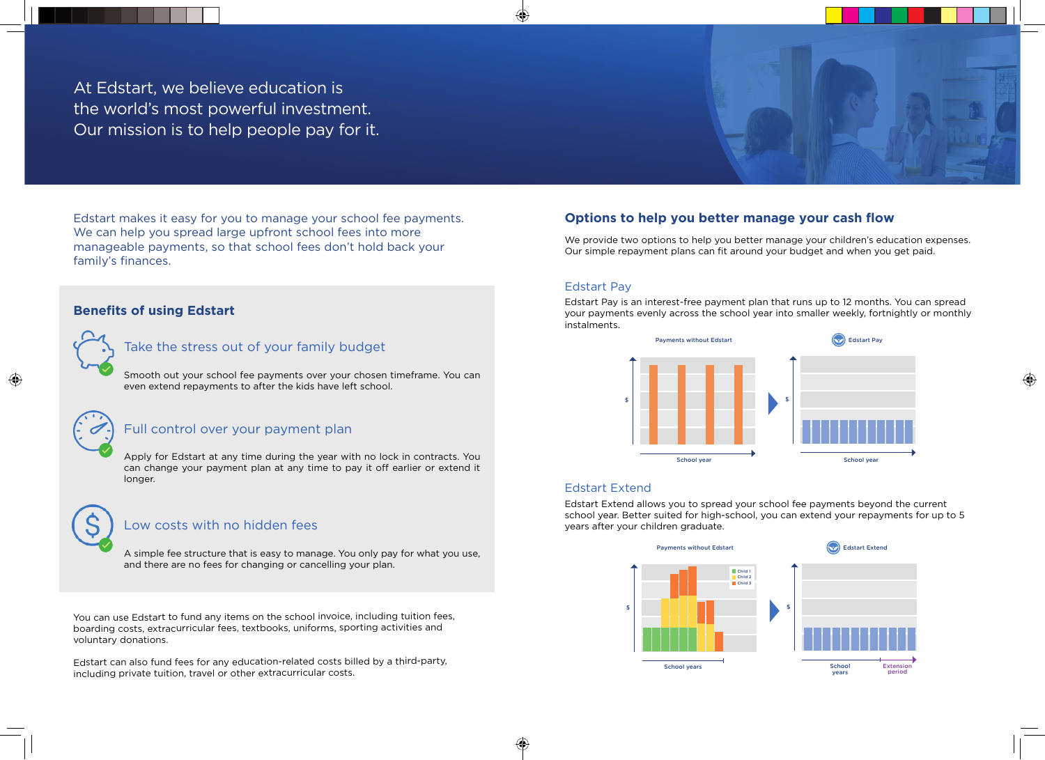At Edstart, we believe education is the world's most powerful investment. Our mission is to help people pay for it.

Edstart makes it easy for you to manage your school fee payments. We can help you spread large upfront school fees into more manageable payments, so that school fees don't hold back your family's finances.

## Benefits of using Edstart

### Take the stress out of your family budget

Smooth out your school fee payments over your chosen timeframe. You can even extend repayments to after the kids have left school.

### Full control over your payment plan

Apply for Edstart at any time during the year with no lock in contracts. You can change your payment plan at any time to pay it off earlier or extend it longer.

### Low costs with no hidden fees

A simple fee structure that is easy to manage. You only pay for what you use, and there are no fees for changing or cancelling your plan.

You can use Edstart to fund any items on the school invoice, including tuition fees, boarding costs, extracurricular fees, textbooks, uniforms, sporting activities and voluntary donations.

Edstart can also fund fees for any education-related costs billed by a third-party, including private tuition, travel or other extracurricular costs.

## Options to help you better manage your cash flow

We provide two options to help you better manage your children's education expenses. Our simple repayment plans can fit around your budget and when you get paid.

### Edstart Pay

Edstart Pay is an interest-free payment plan that runs up to 12 months. You can spread your payments evenly across the school year into smaller weekly, fortnightly or monthly instalments.

Payments without Edstart
$
School year

Edstart Pay
$
School year

### Edstart Extend

Edstart Extend allows you to spread your school fee payments beyond the current school year. Better suited for high-school, you can extend your repayments for up to 5 years after your children graduate.

Payments without Edstart
$
Child 1
Child 2
Child 3
School years

Edstart Extend
$
School years
Extension period